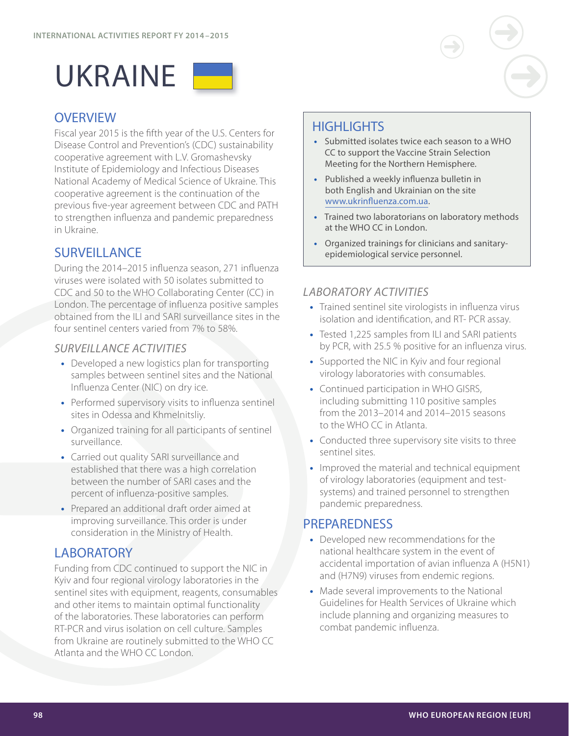# UKRAINE

## OVERVIEW

Fiscal year 2015 is the fifth year of the U.S. Centers for Disease Control and Prevention's (CDC) sustainability cooperative agreement with L.V. Gromashevsky Institute of Epidemiology and Infectious Diseases National Academy of Medical Science of Ukraine. This cooperative agreement is the continuation of the previous five-year agreement between CDC and PATH to strengthen influenza and pandemic preparedness in Ukraine.

## SURVEILLANCE

During the 2014–2015 influenza season, 271 influenza viruses were isolated with 50 isolates submitted to CDC and 50 to the WHO Collaborating Center (CC) in London. The percentage of influenza positive samples obtained from the ILI and SARI surveillance sites in the four sentinel centers varied from 7% to 58%.

### *SURVEILLANCE ACTIVITIES*

- Developed a new logistics plan for transporting samples between sentinel sites and the National Influenza Center (NIC) on dry ice.
- Performed supervisory visits to influenza sentinel sites in Odessa and Khmelnitsliy.
- Organized training for all participants of sentinel surveillance.
- Carried out quality SARI surveillance and established that there was a high correlation between the number of SARI cases and the percent of influenza-positive samples.
- Prepared an additional draft order aimed at improving surveillance. This order is under consideration in the Ministry of Health.

## LABORATORY

Funding from CDC continued to support the NIC in Kyiv and four regional virology laboratories in the sentinel sites with equipment, reagents, consumables and other items to maintain optimal functionality of the laboratories. These laboratories can perform RT-PCR and virus isolation on cell culture. Samples from Ukraine are routinely submitted to the WHO CC Atlanta and the WHO CC London.

## HIGHLIGHTS

- Submitted isolates twice each season to a WHO CC to support the Vaccine Strain Selection Meeting for the Northern Hemisphere.
- Published a weekly influenza bulletin in both English and Ukrainian on the site www.ukrinfluenza.com.ua.
- Trained two laboratorians on laboratory methods at the WHO CC in London.
- Organized trainings for clinicians and sanitary-epidemiological service personnel.

### *LABORATORY ACTIVITIES*

- Trained sentinel site virologists in influenza virus isolation and identification, and RT- PCR assay.
- Tested 1,225 samples from ILI and SARI patients by PCR, with 25.5 % positive for an influenza virus.
- Supported the NIC in Kyiv and four regional virology laboratories with consumables.
- Continued participation in WHO GISRS, including submitting 110 positive samples from the 2013–2014 and 2014–2015 seasons to the WHO CC in Atlanta.
- Conducted three supervisory site visits to three sentinel sites.
- Improved the material and technical equipment of virology laboratories (equipment and test-systems) and trained personnel to strengthen pandemic preparedness.

## PREPAREDNESS

- Developed new recommendations for the national healthcare system in the event of accidental importation of avian influenza A (H5N1) and (H7N9) viruses from endemic regions.
- Made several improvements to the National Guidelines for Health Services of Ukraine which include planning and organizing measures to combat pandemic influenza.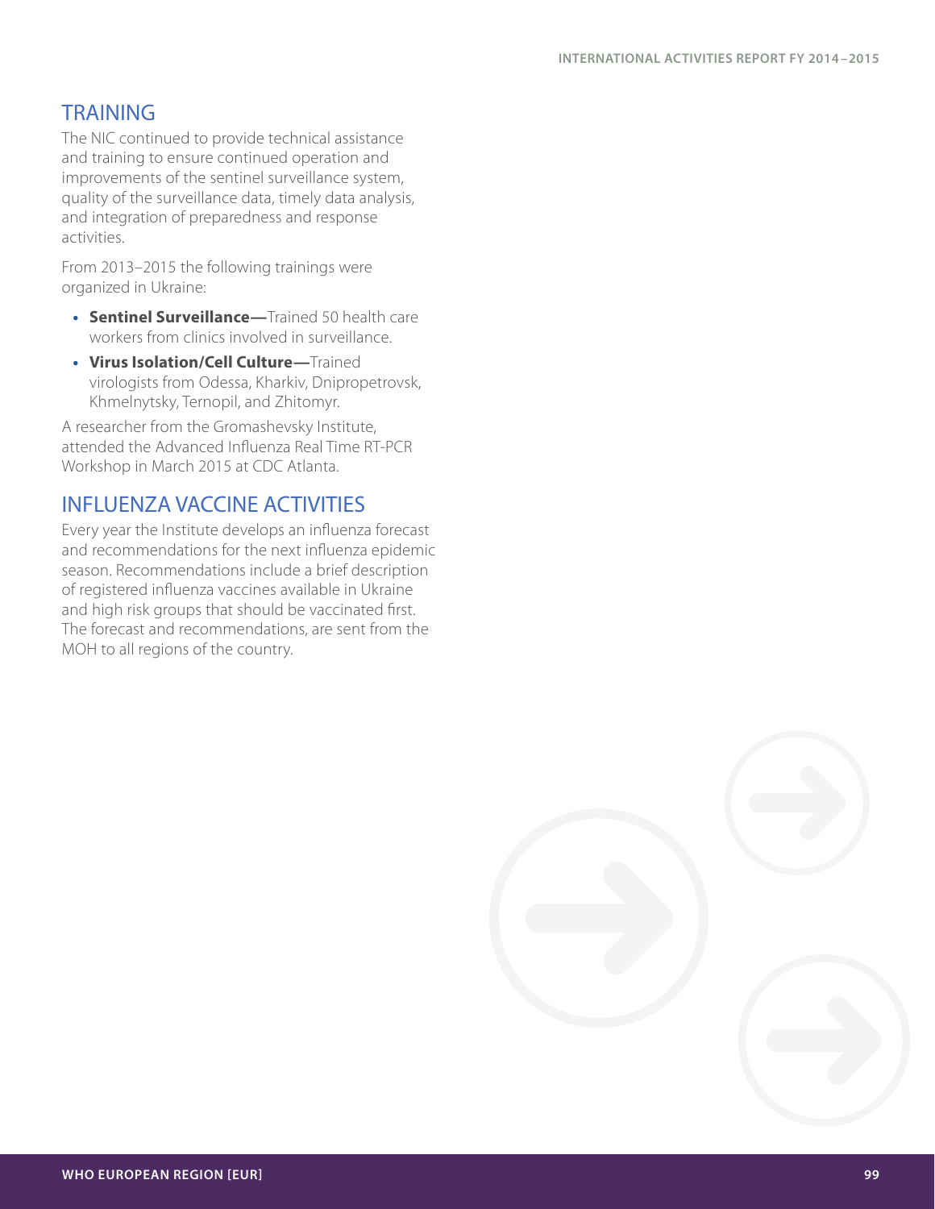## TRAINING

The NIC continued to provide technical assistance and training to ensure continued operation and improvements of the sentinel surveillance system, quality of the surveillance data, timely data analysis, and integration of preparedness and response activities.

From 2013–2015 the following trainings were organized in Ukraine:

- **Sentinel Surveillance—**Trained 50 health care workers from clinics involved in surveillance.
- **Virus Isolation/Cell Culture—**Trained virologists from Odessa, Kharkiv, Dnipropetrovsk, Khmelnytsky, Ternopil, and Zhitomyr.

A researcher from the Gromashevsky Institute, attended the Advanced Influenza Real Time RT-PCR Workshop in March 2015 at CDC Atlanta.

## INFLUENZA VACCINE ACTIVITIES

Every year the Institute develops an influenza forecast and recommendations for the next influenza epidemic season. Recommendations include a brief description of registered influenza vaccines available in Ukraine and high risk groups that should be vaccinated first. The forecast and recommendations, are sent from the MOH to all regions of the country.